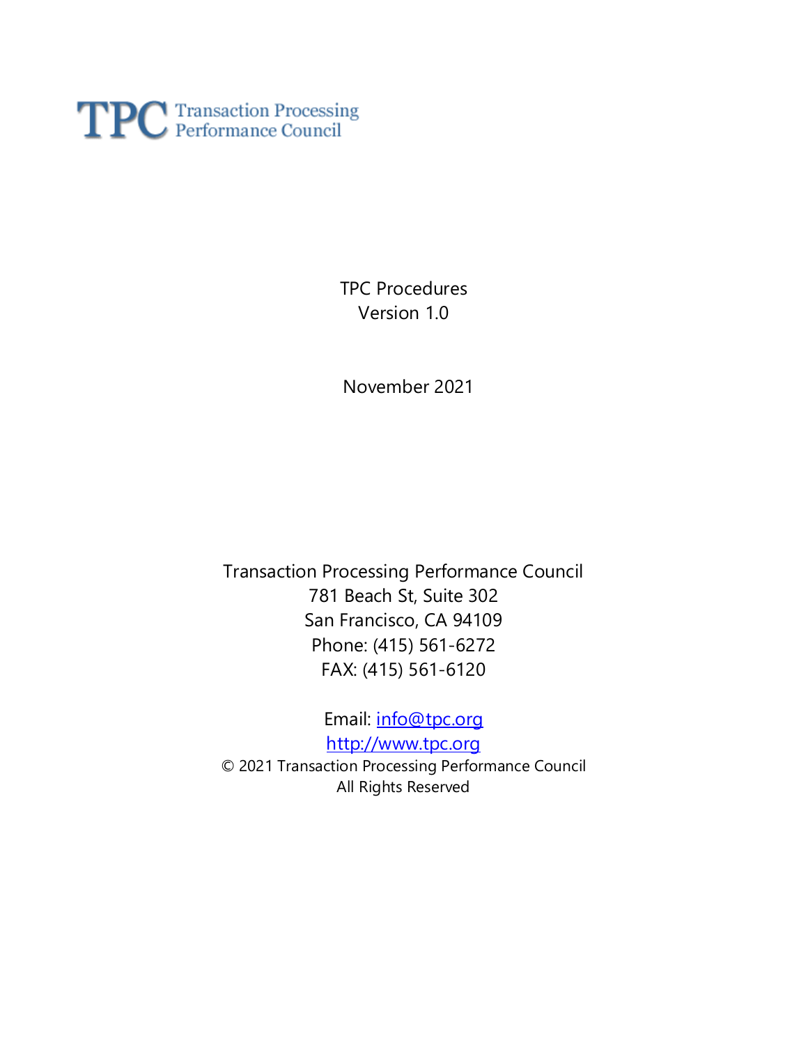TPC Transaction Processing Performance Council

# TPC Procedures
Version 1.0

November 2021

Transaction Processing Performance Council
781 Beach St, Suite 302
San Francisco, CA 94109
Phone: (415) 561-6272
FAX: (415) 561-6120

Email: info@tpc.org
http://www.tpc.org
© 2021 Transaction Processing Performance Council
All Rights Reserved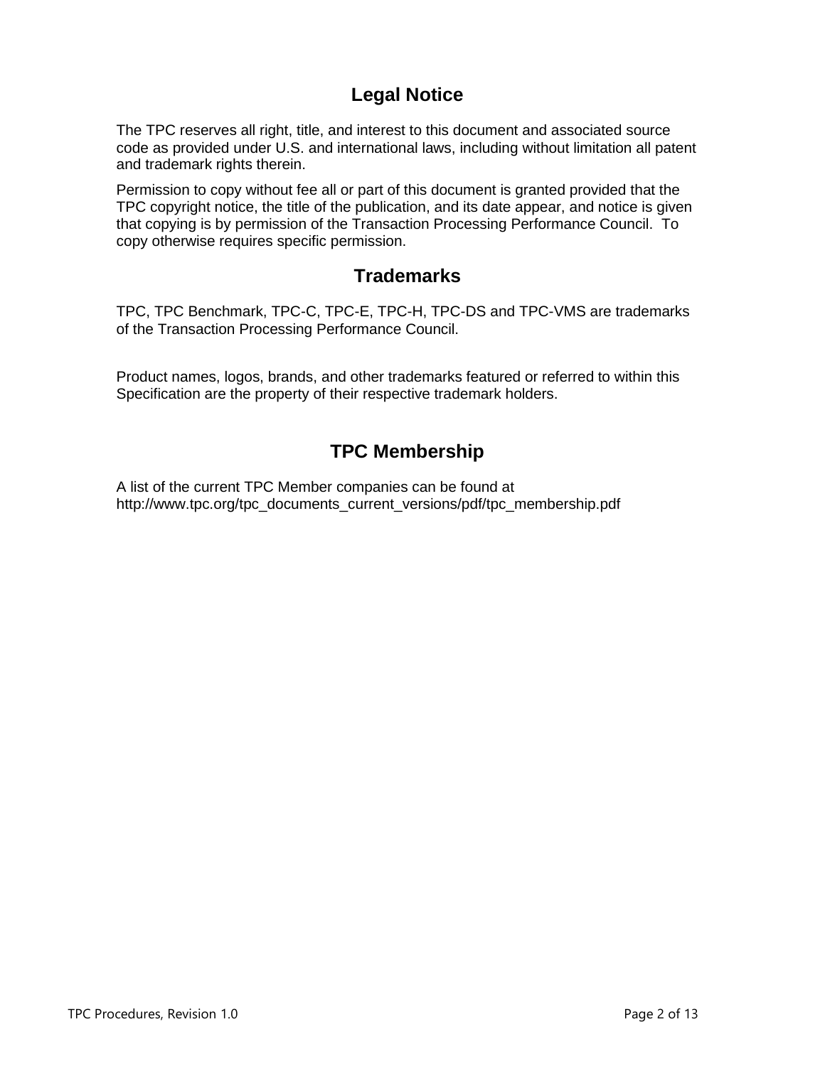# Legal Notice

The TPC reserves all right, title, and interest to this document and associated source code as provided under U.S. and international laws, including without limitation all patent and trademark rights therein.

Permission to copy without fee all or part of this document is granted provided that the TPC copyright notice, the title of the publication, and its date appear, and notice is given that copying is by permission of the Transaction Processing Performance Council. To copy otherwise requires specific permission.

# Trademarks

TPC, TPC Benchmark, TPC-C, TPC-E, TPC-H, TPC-DS and TPC-VMS are trademarks of the Transaction Processing Performance Council.

Product names, logos, brands, and other trademarks featured or referred to within this Specification are the property of their respective trademark holders.

# TPC Membership

A list of the current TPC Member companies can be found at http://www.tpc.org/tpc_documents_current_versions/pdf/tpc_membership.pdf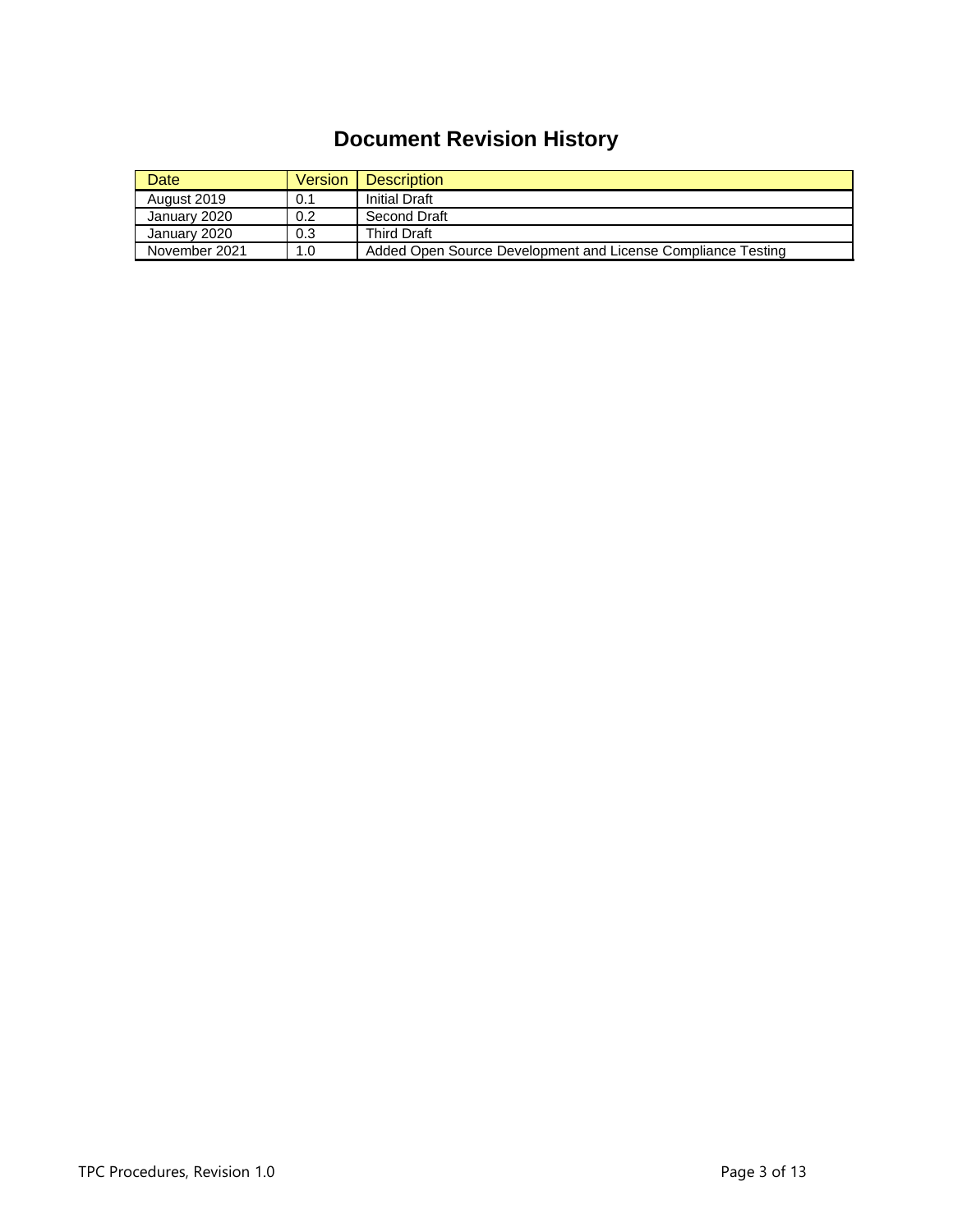# Document Revision History

| Date | Version | Description |
| --- | --- | --- |
| August 2019 | 0.1 | Initial Draft |
| January 2020 | 0.2 | Second Draft |
| January 2020 | 0.3 | Third Draft |
| November 2021 | 1.0 | Added Open Source Development and License Compliance Testing |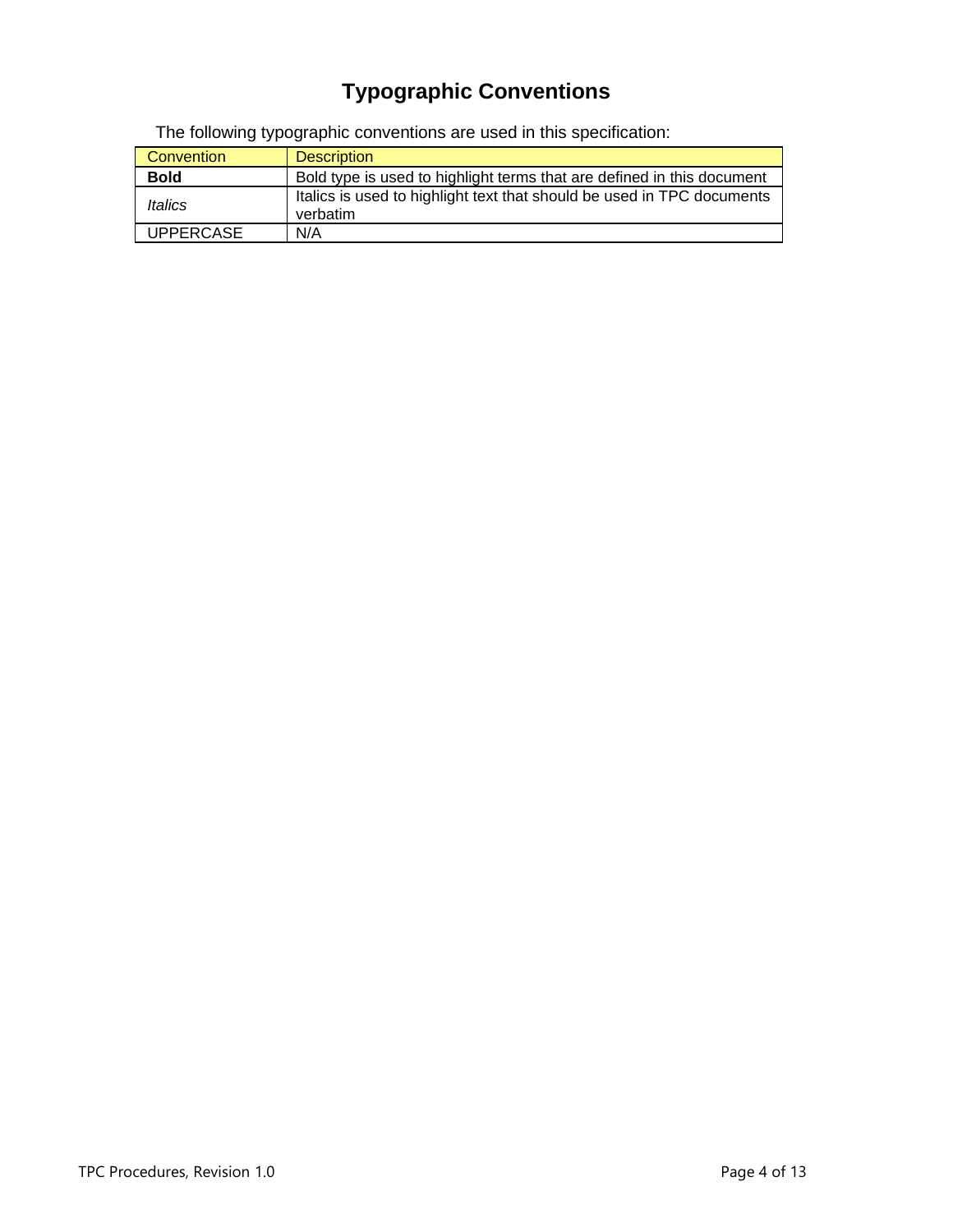# Typographic Conventions

The following typographic conventions are used in this specification:

| Convention | Description |
|---|---|
| **Bold** | Bold type is used to highlight terms that are defined in this document |
| *Italics* | Italics is used to highlight text that should be used in TPC documents verbatim |
| UPPERCASE | N/A |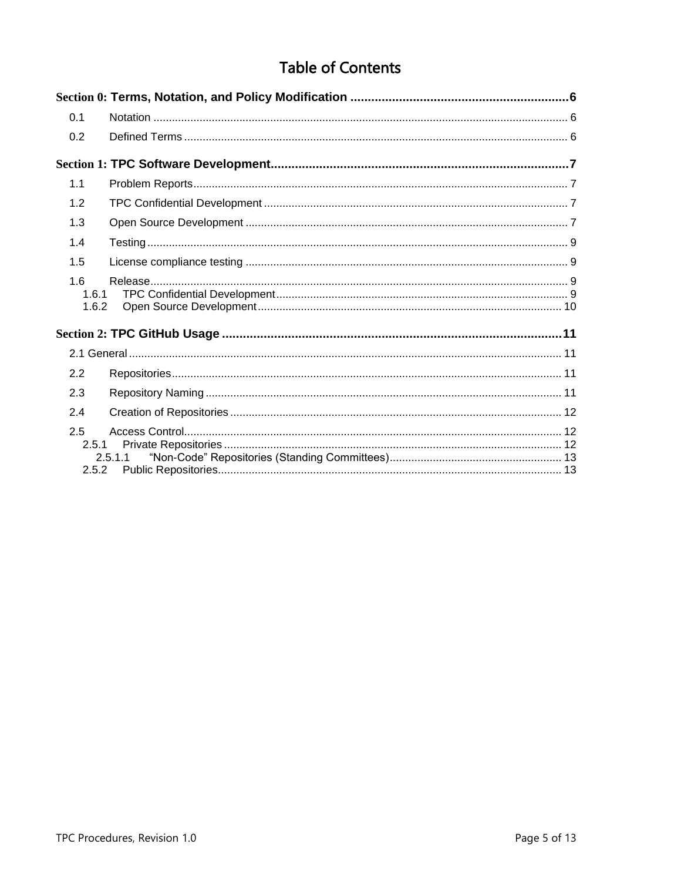# Table of Contents

**Section 0: Terms, Notation, and Policy Modification** .......... 6

- 0.1 Notation .......... 6
- 0.2 Defined Terms .......... 6

**Section 1: TPC Software Development** .......... 7

- 1.1 Problem Reports .......... 7
- 1.2 TPC Confidential Development .......... 7
- 1.3 Open Source Development .......... 7
- 1.4 Testing .......... 9
- 1.5 License compliance testing .......... 9
- 1.6 Release .......... 9
  - 1.6.1 TPC Confidential Development .......... 9
  - 1.6.2 Open Source Development .......... 10

**Section 2: TPC GitHub Usage** .......... 11

- 2.1 General .......... 11
- 2.2 Repositories .......... 11
- 2.3 Repository Naming .......... 11
- 2.4 Creation of Repositories .......... 12
- 2.5 Access Control .......... 12
  - 2.5.1 Private Repositories .......... 12
    - 2.5.1.1 "Non-Code" Repositories (Standing Committees) .......... 13
  - 2.5.2 Public Repositories .......... 13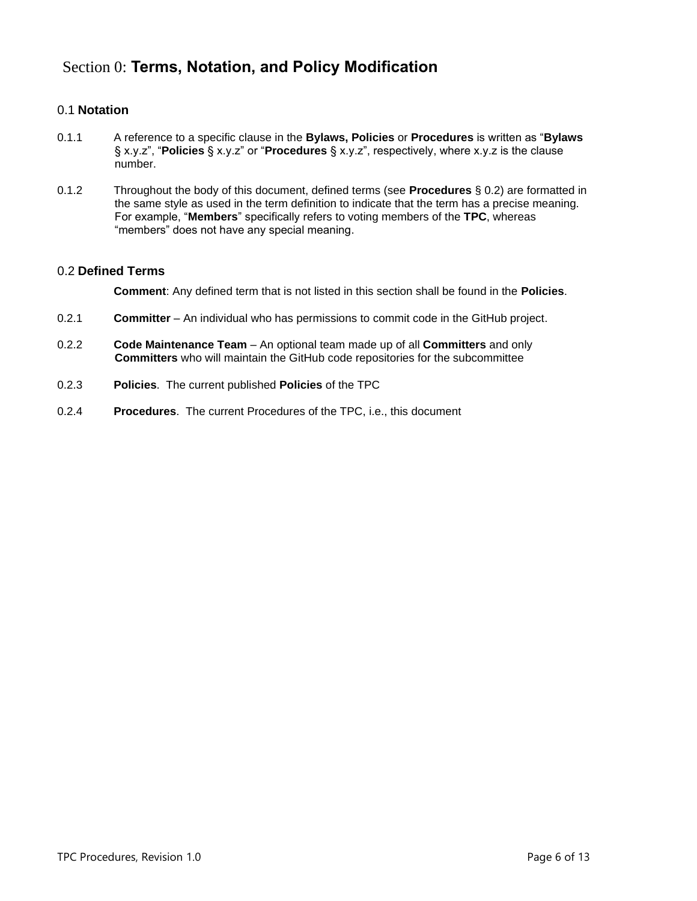# Section 0: **Terms, Notation, and Policy Modification**

## 0.1 **Notation**

0.1.1 A reference to a specific clause in the **Bylaws, Policies** or **Procedures** is written as "**Bylaws** § x.y.z", "**Policies** § x.y.z" or "**Procedures** § x.y.z", respectively, where x.y.z is the clause number.

0.1.2 Throughout the body of this document, defined terms (see **Procedures** § 0.2) are formatted in the same style as used in the term definition to indicate that the term has a precise meaning. For example, "**Members**" specifically refers to voting members of the **TPC**, whereas "members" does not have any special meaning.

## 0.2 **Defined Terms**

**Comment**: Any defined term that is not listed in this section shall be found in the **Policies**.

0.2.1 **Committer** – An individual who has permissions to commit code in the GitHub project.

0.2.2 **Code Maintenance Team** – An optional team made up of all **Committers** and only **Committers** who will maintain the GitHub code repositories for the subcommittee

0.2.3 **Policies**. The current published **Policies** of the TPC

0.2.4 **Procedures**. The current Procedures of the TPC, i.e., this document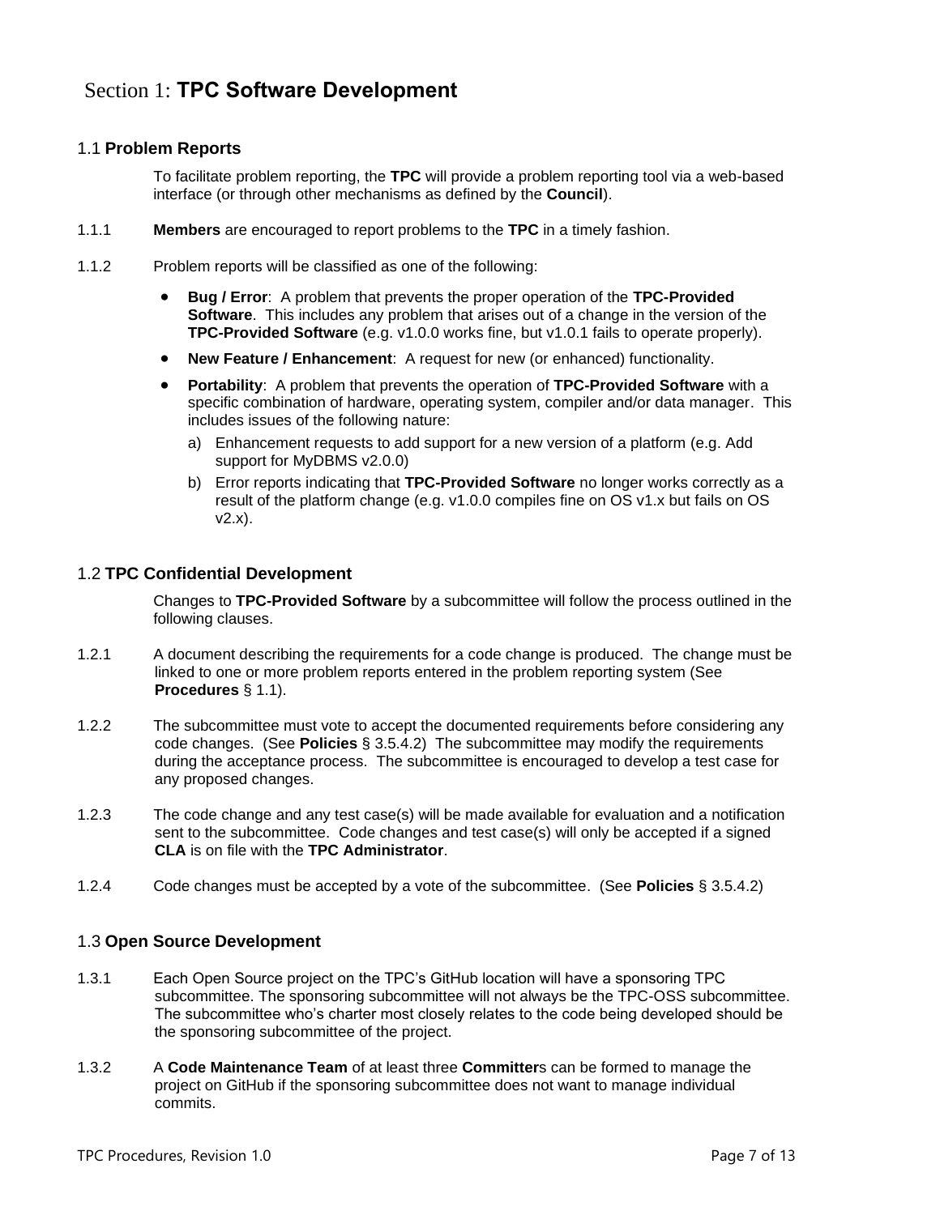# Section 1: **TPC Software Development**

## 1.1 **Problem Reports**

To facilitate problem reporting, the **TPC** will provide a problem reporting tool via a web-based interface (or through other mechanisms as defined by the **Council**).

1.1.1 **Members** are encouraged to report problems to the **TPC** in a timely fashion.

1.1.2 Problem reports will be classified as one of the following:

- **Bug / Error**: A problem that prevents the proper operation of the **TPC-Provided Software**. This includes any problem that arises out of a change in the version of the **TPC-Provided Software** (e.g. v1.0.0 works fine, but v1.0.1 fails to operate properly).
- **New Feature / Enhancement**: A request for new (or enhanced) functionality.
- **Portability**: A problem that prevents the operation of **TPC-Provided Software** with a specific combination of hardware, operating system, compiler and/or data manager. This includes issues of the following nature:
  a) Enhancement requests to add support for a new version of a platform (e.g. Add support for MyDBMS v2.0.0)
  b) Error reports indicating that **TPC-Provided Software** no longer works correctly as a result of the platform change (e.g. v1.0.0 compiles fine on OS v1.x but fails on OS v2.x).

## 1.2 **TPC Confidential Development**

Changes to **TPC-Provided Software** by a subcommittee will follow the process outlined in the following clauses.

1.2.1 A document describing the requirements for a code change is produced. The change must be linked to one or more problem reports entered in the problem reporting system (See **Procedures** § 1.1).

1.2.2 The subcommittee must vote to accept the documented requirements before considering any code changes. (See **Policies** § 3.5.4.2) The subcommittee may modify the requirements during the acceptance process. The subcommittee is encouraged to develop a test case for any proposed changes.

1.2.3 The code change and any test case(s) will be made available for evaluation and a notification sent to the subcommittee. Code changes and test case(s) will only be accepted if a signed **CLA** is on file with the **TPC Administrator**.

1.2.4 Code changes must be accepted by a vote of the subcommittee. (See **Policies** § 3.5.4.2)

## 1.3 **Open Source Development**

1.3.1 Each Open Source project on the TPC's GitHub location will have a sponsoring TPC subcommittee. The sponsoring subcommittee will not always be the TPC-OSS subcommittee. The subcommittee who's charter most closely relates to the code being developed should be the sponsoring subcommittee of the project.

1.3.2 A **Code Maintenance Team** of at least three **Committer**s can be formed to manage the project on GitHub if the sponsoring subcommittee does not want to manage individual commits.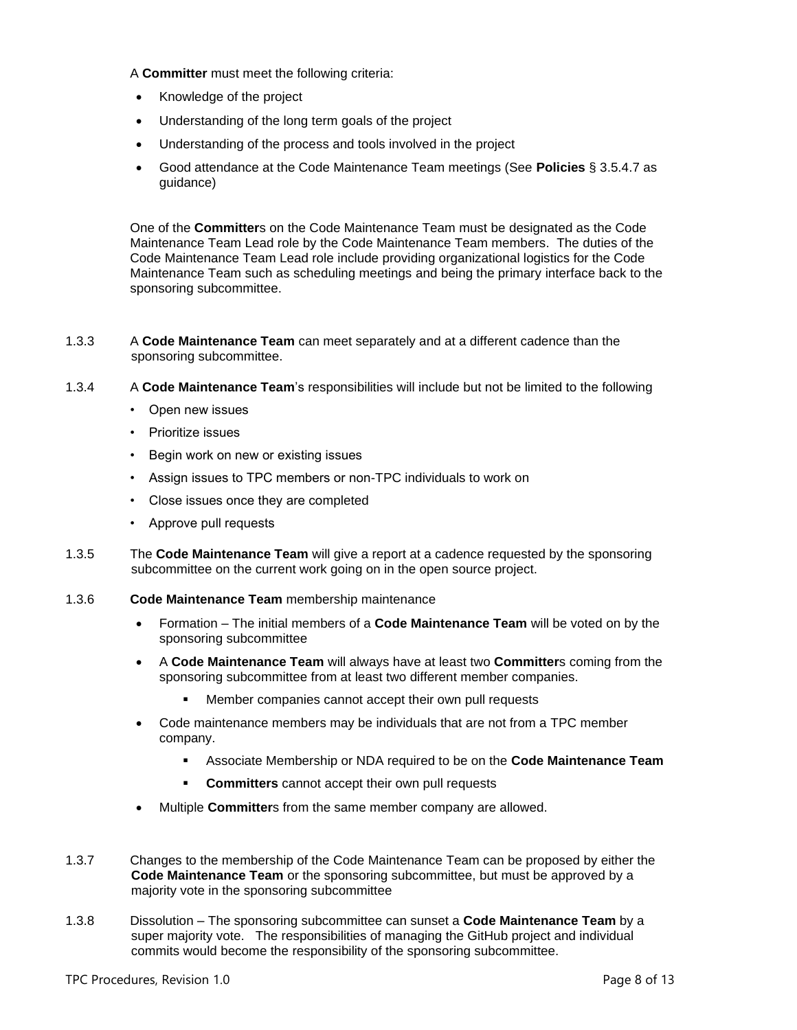A **Committer** must meet the following criteria:

- Knowledge of the project
- Understanding of the long term goals of the project
- Understanding of the process and tools involved in the project
- Good attendance at the Code Maintenance Team meetings (See **Policies** § 3.5.4.7 as guidance)

One of the **Committer**s on the Code Maintenance Team must be designated as the Code Maintenance Team Lead role by the Code Maintenance Team members. The duties of the Code Maintenance Team Lead role include providing organizational logistics for the Code Maintenance Team such as scheduling meetings and being the primary interface back to the sponsoring subcommittee.

1.3.3 A **Code Maintenance Team** can meet separately and at a different cadence than the sponsoring subcommittee.

1.3.4 A **Code Maintenance Team**'s responsibilities will include but not be limited to the following

- Open new issues
- Prioritize issues
- Begin work on new or existing issues
- Assign issues to TPC members or non-TPC individuals to work on
- Close issues once they are completed
- Approve pull requests

1.3.5 The **Code Maintenance Team** will give a report at a cadence requested by the sponsoring subcommittee on the current work going on in the open source project.

1.3.6 **Code Maintenance Team** membership maintenance

- Formation – The initial members of a **Code Maintenance Team** will be voted on by the sponsoring subcommittee
- A **Code Maintenance Team** will always have at least two **Committer**s coming from the sponsoring subcommittee from at least two different member companies.
  - Member companies cannot accept their own pull requests
- Code maintenance members may be individuals that are not from a TPC member company.
  - Associate Membership or NDA required to be on the **Code Maintenance Team**
  - **Committers** cannot accept their own pull requests
- Multiple **Committer**s from the same member company are allowed.

1.3.7 Changes to the membership of the Code Maintenance Team can be proposed by either the **Code Maintenance Team** or the sponsoring subcommittee, but must be approved by a majority vote in the sponsoring subcommittee

1.3.8 Dissolution – The sponsoring subcommittee can sunset a **Code Maintenance Team** by a super majority vote. The responsibilities of managing the GitHub project and individual commits would become the responsibility of the sponsoring subcommittee.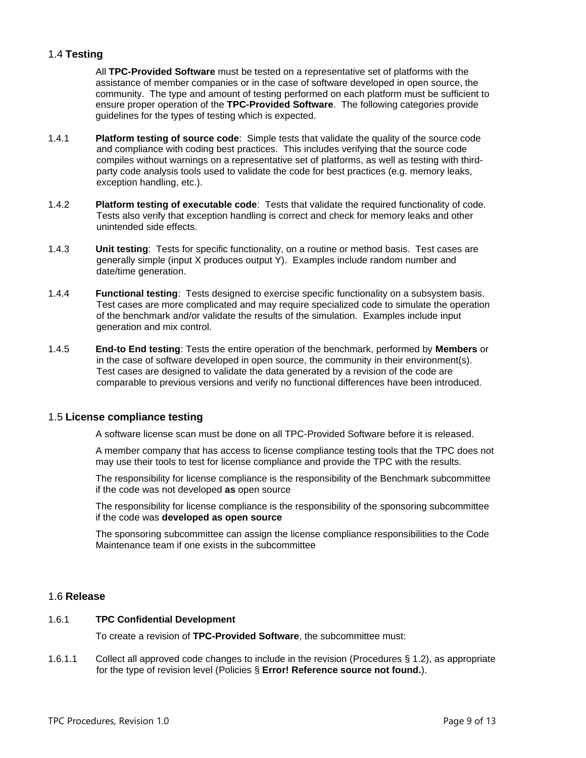## 1.4 **Testing**

All **TPC-Provided Software** must be tested on a representative set of platforms with the assistance of member companies or in the case of software developed in open source, the community. The type and amount of testing performed on each platform must be sufficient to ensure proper operation of the **TPC-Provided Software**. The following categories provide guidelines for the types of testing which is expected.

1.4.1 **Platform testing of source code**: Simple tests that validate the quality of the source code and compliance with coding best practices. This includes verifying that the source code compiles without warnings on a representative set of platforms, as well as testing with third-party code analysis tools used to validate the code for best practices (e.g. memory leaks, exception handling, etc.).

1.4.2 **Platform testing of executable code**: Tests that validate the required functionality of code. Tests also verify that exception handling is correct and check for memory leaks and other unintended side effects.

1.4.3 **Unit testing**: Tests for specific functionality, on a routine or method basis. Test cases are generally simple (input X produces output Y). Examples include random number and date/time generation.

1.4.4 **Functional testing**: Tests designed to exercise specific functionality on a subsystem basis. Test cases are more complicated and may require specialized code to simulate the operation of the benchmark and/or validate the results of the simulation. Examples include input generation and mix control.

1.4.5 **End-to End testing**: Tests the entire operation of the benchmark, performed by **Members** or in the case of software developed in open source, the community in their environment(s). Test cases are designed to validate the data generated by a revision of the code are comparable to previous versions and verify no functional differences have been introduced.

## 1.5 **License compliance testing**

A software license scan must be done on all TPC-Provided Software before it is released.

A member company that has access to license compliance testing tools that the TPC does not may use their tools to test for license compliance and provide the TPC with the results.

The responsibility for license compliance is the responsibility of the Benchmark subcommittee if the code was not developed **as** open source

The responsibility for license compliance is the responsibility of the sponsoring subcommittee if the code was **developed as open source**

The sponsoring subcommittee can assign the license compliance responsibilities to the Code Maintenance team if one exists in the subcommittee

## 1.6 **Release**

### 1.6.1 **TPC Confidential Development**

To create a revision of **TPC-Provided Software**, the subcommittee must:

1.6.1.1 Collect all approved code changes to include in the revision (Procedures § 1.2), as appropriate for the type of revision level (Policies § **Error! Reference source not found.**).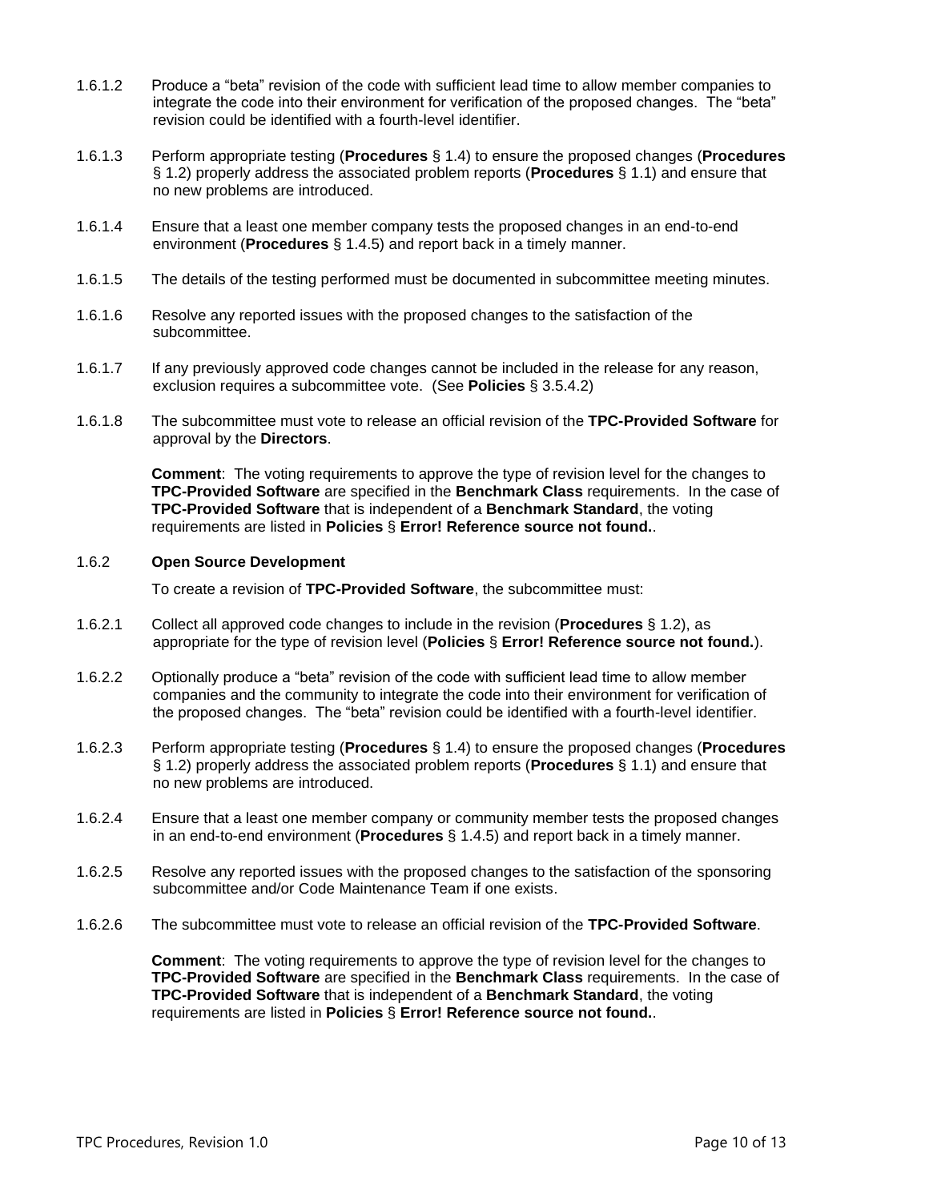1.6.1.2 Produce a "beta" revision of the code with sufficient lead time to allow member companies to integrate the code into their environment for verification of the proposed changes. The "beta" revision could be identified with a fourth-level identifier.

1.6.1.3 Perform appropriate testing (**Procedures** § 1.4) to ensure the proposed changes (**Procedures** § 1.2) properly address the associated problem reports (**Procedures** § 1.1) and ensure that no new problems are introduced.

1.6.1.4 Ensure that a least one member company tests the proposed changes in an end-to-end environment (**Procedures** § 1.4.5) and report back in a timely manner.

1.6.1.5 The details of the testing performed must be documented in subcommittee meeting minutes.

1.6.1.6 Resolve any reported issues with the proposed changes to the satisfaction of the subcommittee.

1.6.1.7 If any previously approved code changes cannot be included in the release for any reason, exclusion requires a subcommittee vote. (See **Policies** § 3.5.4.2)

1.6.1.8 The subcommittee must vote to release an official revision of the **TPC-Provided Software** for approval by the **Directors**.

**Comment**: The voting requirements to approve the type of revision level for the changes to **TPC-Provided Software** are specified in the **Benchmark Class** requirements. In the case of **TPC-Provided Software** that is independent of a **Benchmark Standard**, the voting requirements are listed in **Policies** § **Error! Reference source not found.**.

### 1.6.2 Open Source Development

To create a revision of **TPC-Provided Software**, the subcommittee must:

1.6.2.1 Collect all approved code changes to include in the revision (**Procedures** § 1.2), as appropriate for the type of revision level (**Policies** § **Error! Reference source not found.**).

1.6.2.2 Optionally produce a "beta" revision of the code with sufficient lead time to allow member companies and the community to integrate the code into their environment for verification of the proposed changes. The "beta" revision could be identified with a fourth-level identifier.

1.6.2.3 Perform appropriate testing (**Procedures** § 1.4) to ensure the proposed changes (**Procedures** § 1.2) properly address the associated problem reports (**Procedures** § 1.1) and ensure that no new problems are introduced.

1.6.2.4 Ensure that a least one member company or community member tests the proposed changes in an end-to-end environment (**Procedures** § 1.4.5) and report back in a timely manner.

1.6.2.5 Resolve any reported issues with the proposed changes to the satisfaction of the sponsoring subcommittee and/or Code Maintenance Team if one exists.

1.6.2.6 The subcommittee must vote to release an official revision of the **TPC-Provided Software**.

**Comment**: The voting requirements to approve the type of revision level for the changes to **TPC-Provided Software** are specified in the **Benchmark Class** requirements. In the case of **TPC-Provided Software** that is independent of a **Benchmark Standard**, the voting requirements are listed in **Policies** § **Error! Reference source not found.**.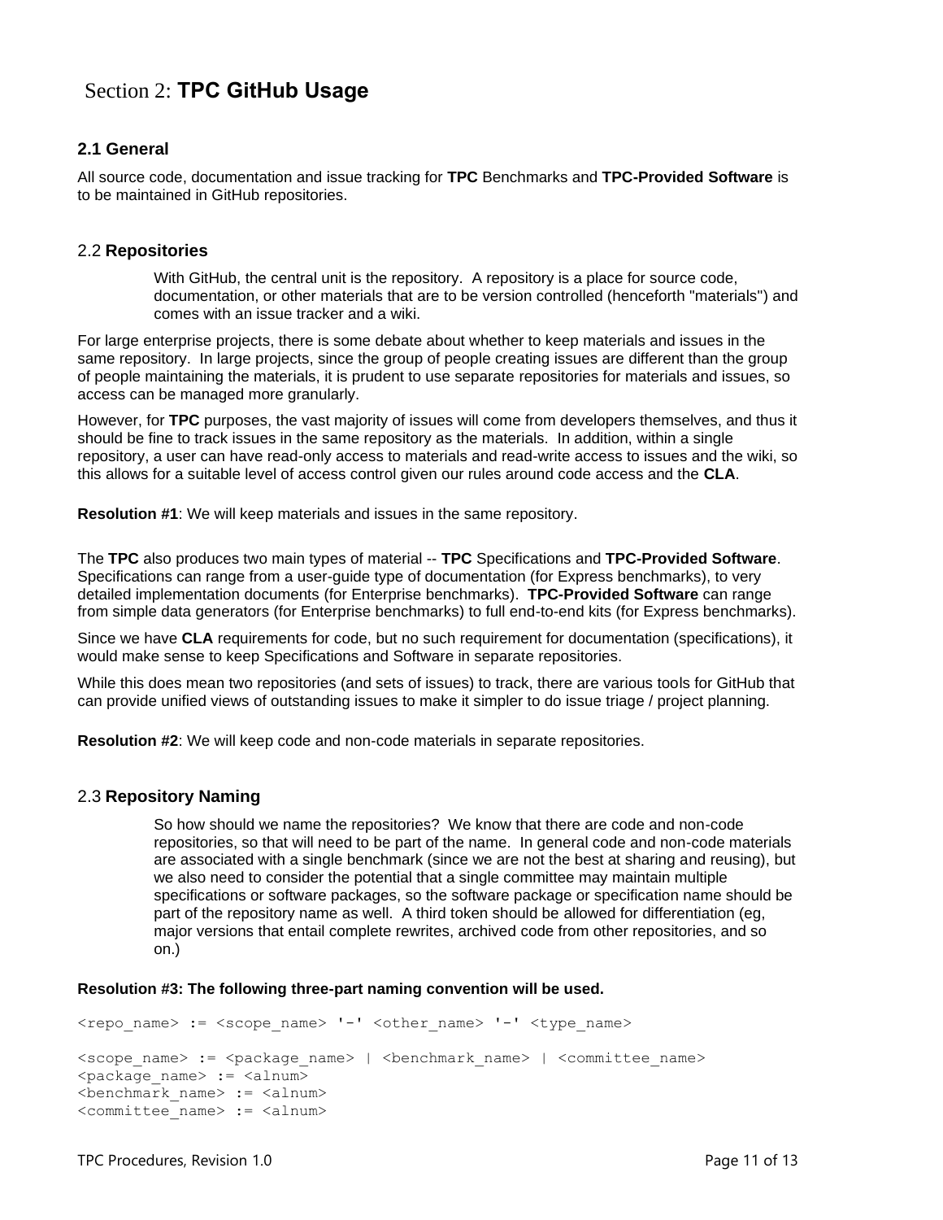# Section 2: **TPC GitHub Usage**

## 2.1 General

All source code, documentation and issue tracking for **TPC** Benchmarks and **TPC-Provided Software** is to be maintained in GitHub repositories.

## 2.2 Repositories

With GitHub, the central unit is the repository. A repository is a place for source code, documentation, or other materials that are to be version controlled (henceforth "materials") and comes with an issue tracker and a wiki.

For large enterprise projects, there is some debate about whether to keep materials and issues in the same repository. In large projects, since the group of people creating issues are different than the group of people maintaining the materials, it is prudent to use separate repositories for materials and issues, so access can be managed more granularly.

However, for **TPC** purposes, the vast majority of issues will come from developers themselves, and thus it should be fine to track issues in the same repository as the materials. In addition, within a single repository, a user can have read-only access to materials and read-write access to issues and the wiki, so this allows for a suitable level of access control given our rules around code access and the **CLA**.

**Resolution #1**: We will keep materials and issues in the same repository.

The **TPC** also produces two main types of material -- **TPC** Specifications and **TPC-Provided Software**. Specifications can range from a user-guide type of documentation (for Express benchmarks), to very detailed implementation documents (for Enterprise benchmarks). **TPC-Provided Software** can range from simple data generators (for Enterprise benchmarks) to full end-to-end kits (for Express benchmarks).

Since we have **CLA** requirements for code, but no such requirement for documentation (specifications), it would make sense to keep Specifications and Software in separate repositories.

While this does mean two repositories (and sets of issues) to track, there are various tools for GitHub that can provide unified views of outstanding issues to make it simpler to do issue triage / project planning.

**Resolution #2**: We will keep code and non-code materials in separate repositories.

## 2.3 Repository Naming

So how should we name the repositories? We know that there are code and non-code repositories, so that will need to be part of the name. In general code and non-code materials are associated with a single benchmark (since we are not the best at sharing and reusing), but we also need to consider the potential that a single committee may maintain multiple specifications or software packages, so the software package or specification name should be part of the repository name as well. A third token should be allowed for differentiation (eg, major versions that entail complete rewrites, archived code from other repositories, and so on.)

**Resolution #3: The following three-part naming convention will be used.**

```
<repo_name> := <scope_name> '-' <other_name> '-' <type_name>

<scope_name> := <package_name> | <benchmark_name> | <committee_name>
<package_name> := <alnum>
<benchmark_name> := <alnum>
<committee_name> := <alnum>
```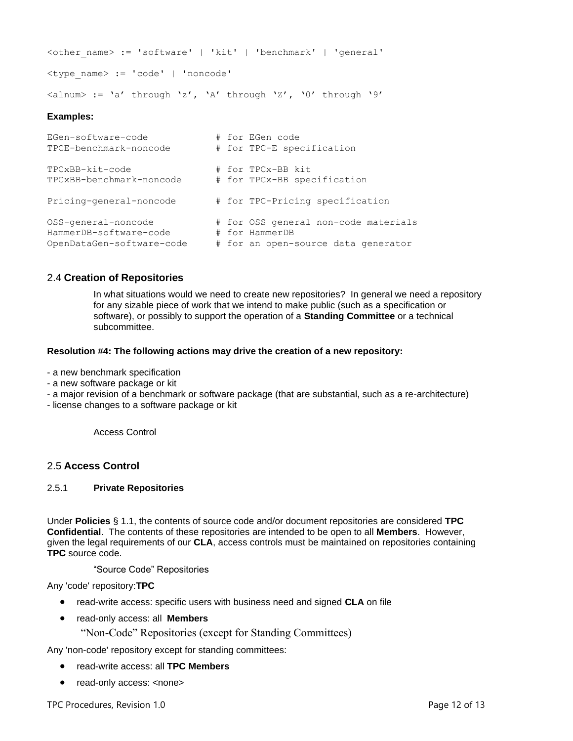```
<other_name> := 'software' | 'kit' | 'benchmark' | 'general'

<type_name> := 'code' | 'noncode'

<alnum> := 'a' through 'z', 'A' through 'Z', '0' through '9'
```

**Examples:**

```
EGen-software-code            # for EGen code
TPCE-benchmark-noncode        # for TPC-E specification

TPCxBB-kit-code               # for TPCx-BB kit
TPCxBB-benchmark-noncode      # for TPCx-BB specification

Pricing-general-noncode       # for TPC-Pricing specification

OSS-general-noncode           # for OSS general non-code materials
HammerDB-software-code        # for HammerDB
OpenDataGen-software-code     # for an open-source data generator
```

## 2.4 **Creation of Repositories**

In what situations would we need to create new repositories? In general we need a repository for any sizable piece of work that we intend to make public (such as a specification or software), or possibly to support the operation of a **Standing Committee** or a technical subcommittee.

**Resolution #4: The following actions may drive the creation of a new repository:**

- a new benchmark specification
- a new software package or kit
- a major revision of a benchmark or software package (that are substantial, such as a re-architecture)
- license changes to a software package or kit

Access Control

## 2.5 **Access Control**

### 2.5.1 **Private Repositories**

Under **Policies** § 1.1, the contents of source code and/or document repositories are considered **TPC Confidential**. The contents of these repositories are intended to be open to all **Members**. However, given the legal requirements of our **CLA**, access controls must be maintained on repositories containing **TPC** source code.

"Source Code" Repositories

Any 'code' repository:**TPC**

- read-write access: specific users with business need and signed **CLA** on file
- read-only access: all **Members**

"Non-Code" Repositories (except for Standing Committees)

Any 'non-code' repository except for standing committees:

- read-write access: all **TPC Members**
- read-only access: <none>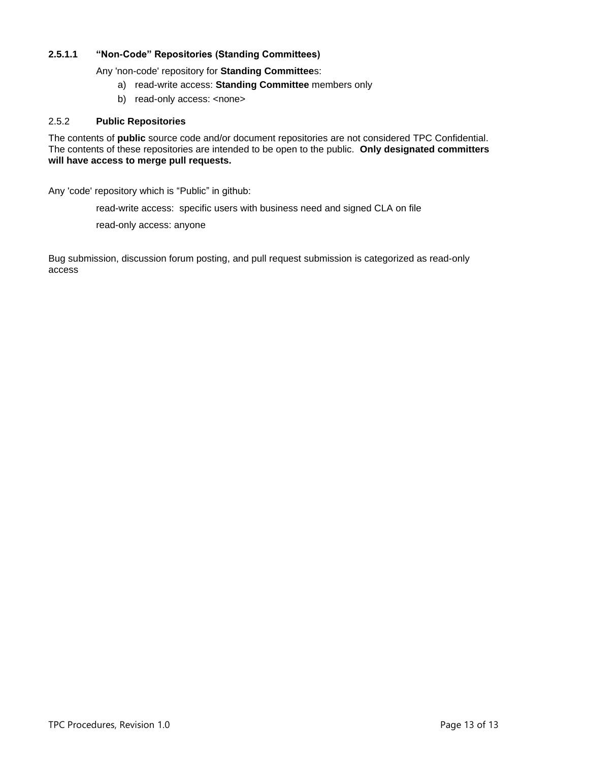#### 2.5.1.1 “Non-Code” Repositories (Standing Committees)

Any 'non-code' repository for **Standing Committee**s:

a) read-write access: **Standing Committee** members only
b) read-only access: <none>

### 2.5.2 Public Repositories

The contents of **public** source code and/or document repositories are not considered TPC Confidential. The contents of these repositories are intended to be open to the public. **Only designated committers will have access to merge pull requests.**

Any 'code' repository which is “Public” in github:

read-write access: specific users with business need and signed CLA on file

read-only access: anyone

Bug submission, discussion forum posting, and pull request submission is categorized as read-only access